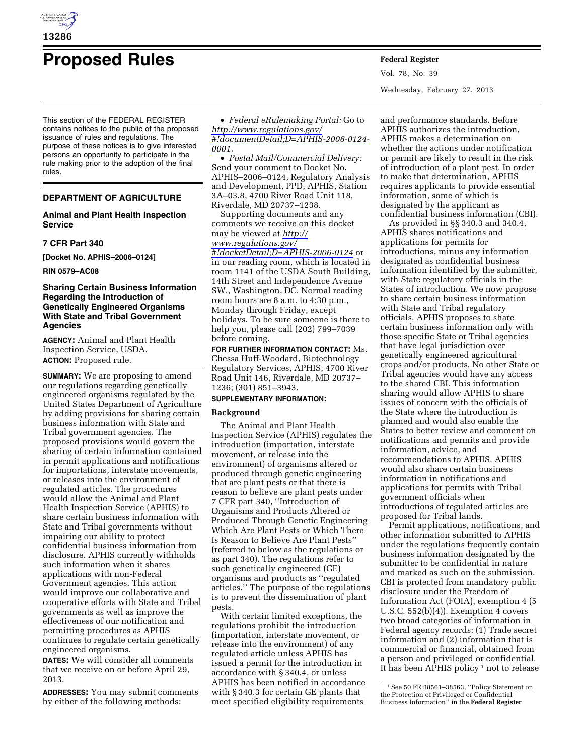# Proposed Rules

This section of the FEDERAL REGISTER contains notices to the public of the proposed issuance of rules and regulations. The purpose of these notices is to give interested persons an opportunity to participate in the rule making prior to the adoption of the final rules.

## DEPARTMENT OF AGRICULTURE

### Animal and Plant Health Inspection Service

### 7 CFR Part 340

**[Docket No. APHIS–2006–0124]**

**RIN 0579–AC08**

### Sharing Certain Business Information Regarding the Introduction of Genetically Engineered Organisms With State and Tribal Government Agencies

**AGENCY:** Animal and Plant Health Inspection Service, USDA.

**ACTION:** Proposed rule.

**SUMMARY:** We are proposing to amend our regulations regarding genetically engineered organisms regulated by the United States Department of Agriculture by adding provisions for sharing certain business information with State and Tribal government agencies. The proposed provisions would govern the sharing of certain information contained in permit applications and notifications for importations, interstate movements, or releases into the environment of regulated articles. The procedures would allow the Animal and Plant Health Inspection Service (APHIS) to share certain business information with State and Tribal governments without impairing our ability to protect confidential business information from disclosure. APHIS currently withholds such information when it shares applications with non-Federal Government agencies. This action would improve our collaborative and cooperative efforts with State and Tribal governments as well as improve the effectiveness of our notification and permitting procedures as APHIS continues to regulate certain genetically engineered organisms.

**DATES:** We will consider all comments that we receive on or before April 29, 2013.

**ADDRESSES:** You may submit comments by either of the following methods:

- *Federal eRulemaking Portal:* Go to *http://www.regulations.gov/#!documentDetail;D=APHIS-2006-0124-0001.*
- *Postal Mail/Commercial Delivery:* Send your comment to Docket No. APHIS–2006–0124, Regulatory Analysis and Development, PPD, APHIS, Station 3A–03.8, 4700 River Road Unit 118, Riverdale, MD 20737–1238.

Supporting documents and any comments we receive on this docket may be viewed at *http://www.regulations.gov/#!docketDetail;D=APHIS-2006-0124* or in our reading room, which is located in room 1141 of the USDA South Building, 14th Street and Independence Avenue SW., Washington, DC. Normal reading room hours are 8 a.m. to 4:30 p.m., Monday through Friday, except holidays. To be sure someone is there to help you, please call (202) 799–7039 before coming.

**FOR FURTHER INFORMATION CONTACT:** Ms. Chessa Huff-Woodard, Biotechnology Regulatory Services, APHIS, 4700 River Road Unit 146, Riverdale, MD 20737–1236; (301) 851–3943.

**SUPPLEMENTARY INFORMATION:**

## Background

The Animal and Plant Health Inspection Service (APHIS) regulates the introduction (importation, interstate movement, or release into the environment) of organisms altered or produced through genetic engineering that are plant pests or that there is reason to believe are plant pests under 7 CFR part 340, ''Introduction of Organisms and Products Altered or Produced Through Genetic Engineering Which Are Plant Pests or Which There Is Reason to Believe Are Plant Pests'' (referred to below as the regulations or as part 340). The regulations refer to such genetically engineered (GE) organisms and products as ''regulated articles.'' The purpose of the regulations is to prevent the dissemination of plant pests.

With certain limited exceptions, the regulations prohibit the introduction (importation, interstate movement, or release into the environment) of any regulated article unless APHIS has issued a permit for the introduction in accordance with § 340.4, or unless APHIS has been notified in accordance with § 340.3 for certain GE plants that meet specified eligibility requirements and performance standards. Before APHIS authorizes the introduction, APHIS makes a determination on whether the actions under notification or permit are likely to result in the risk of introduction of a plant pest. In order to make that determination, APHIS requires applicants to provide essential information, some of which is designated by the applicant as confidential business information (CBI).

As provided in §§ 340.3 and 340.4, APHIS shares notifications and applications for permits for introductions, minus any information designated as confidential business information identified by the submitter, with State regulatory officials in the States of introduction. We now propose to share certain business information with State and Tribal regulatory officials. APHIS proposes to share certain business information only with those specific State or Tribal agencies that have legal jurisdiction over genetically engineered agricultural crops and/or products. No other State or Tribal agencies would have any access to the shared CBI. This information sharing would allow APHIS to share issues of concern with the officials of the State where the introduction is planned and would also enable the States to better review and comment on notifications and permits and provide information, advice, and recommendations to APHIS. APHIS would also share certain business information in notifications and applications for permits with Tribal government officials when introductions of regulated articles are proposed for Tribal lands.

Permit applications, notifications, and other information submitted to APHIS under the regulations frequently contain business information designated by the submitter to be confidential in nature and marked as such on the submission. CBI is protected from mandatory public disclosure under the Freedom of Information Act (FOIA), exemption 4 (5 U.S.C. 552(b)(4)). Exemption 4 covers two broad categories of information in Federal agency records: (1) Trade secret information and (2) information that is commercial or financial, obtained from a person and privileged or confidential. It has been APHIS policy[1] not to release

[1] See 50 FR 38561–38563, ''Policy Statement on the Protection of Privileged or Confidential Business Information'' in the **Federal Register**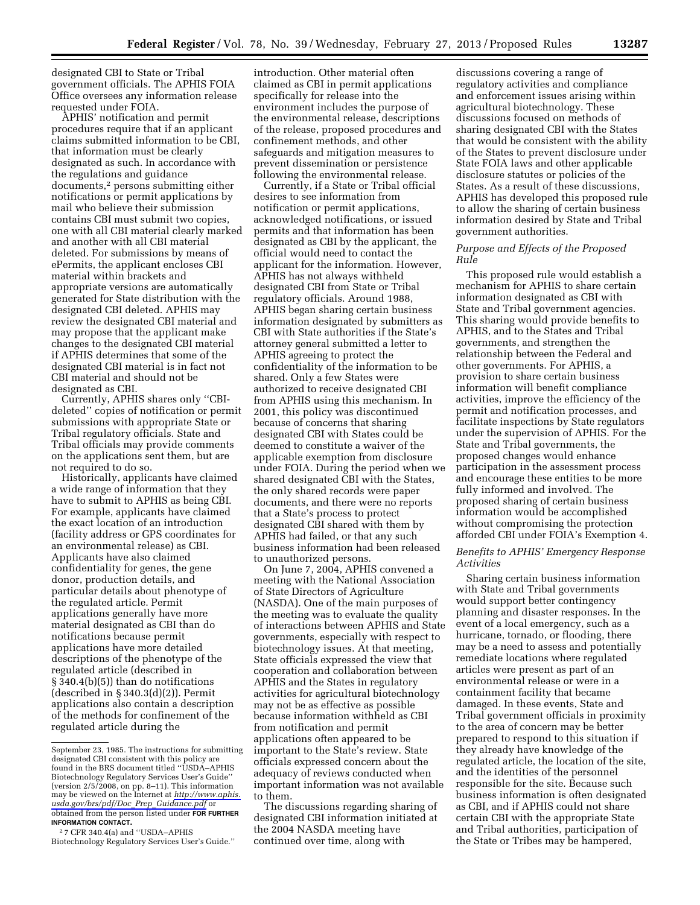designated CBI to State or Tribal government officials. The APHIS FOIA Office oversees any information release requested under FOIA.

APHIS' notification and permit procedures require that if an applicant claims submitted information to be CBI, that information must be clearly designated as such. In accordance with the regulations and guidance documents,[2] persons submitting either notifications or permit applications by mail who believe their submission contains CBI must submit two copies, one with all CBI material clearly marked and another with all CBI material deleted. For submissions by means of ePermits, the applicant encloses CBI material within brackets and appropriate versions are automatically generated for State distribution with the designated CBI deleted. APHIS may review the designated CBI material and may propose that the applicant make changes to the designated CBI material if APHIS determines that some of the designated CBI material is in fact not CBI material and should not be designated as CBI.

Currently, APHIS shares only ''CBI-deleted'' copies of notification or permit submissions with appropriate State or Tribal regulatory officials. State and Tribal officials may provide comments on the applications sent them, but are not required to do so.

Historically, applicants have claimed a wide range of information that they have to submit to APHIS as being CBI. For example, applicants have claimed the exact location of an introduction (facility address or GPS coordinates for an environmental release) as CBI. Applicants have also claimed confidentiality for genes, the gene donor, production details, and particular details about phenotype of the regulated article. Permit applications generally have more material designated as CBI than do notifications because permit applications have more detailed descriptions of the phenotype of the regulated article (described in § 340.4(b)(5)) than do notifications (described in § 340.3(d)(2)). Permit applications also contain a description of the methods for confinement of the regulated article during the introduction. Other material often claimed as CBI in permit applications specifically for release into the environment includes the purpose of the environmental release, descriptions of the release, proposed procedures and confinement methods, and other safeguards and mitigation measures to prevent dissemination or persistence following the environmental release.

Currently, if a State or Tribal official desires to see information from notification or permit applications, acknowledged notifications, or issued permits and that information has been designated as CBI by the applicant, the official would need to contact the applicant for the information. However, APHIS has not always withheld designated CBI from State or Tribal regulatory officials. Around 1988, APHIS began sharing certain business information designated by submitters as CBI with State authorities if the State's attorney general submitted a letter to APHIS agreeing to protect the confidentiality of the information to be shared. Only a few States were authorized to receive designated CBI from APHIS using this mechanism. In 2001, this policy was discontinued because of concerns that sharing designated CBI with States could be deemed to constitute a waiver of the applicable exemption from disclosure under FOIA. During the period when we shared designated CBI with the States, the only shared records were paper documents, and there were no reports that a State's process to protect designated CBI shared with them by APHIS had failed, or that any such business information had been released to unauthorized persons.

On June 7, 2004, APHIS convened a meeting with the National Association of State Directors of Agriculture (NASDA). One of the main purposes of the meeting was to evaluate the quality of interactions between APHIS and State governments, especially with respect to biotechnology issues. At that meeting, State officials expressed the view that cooperation and collaboration between APHIS and the States in regulatory activities for agricultural biotechnology may not be as effective as possible because information withheld as CBI from notification and permit applications often appeared to be important to the State's review. State officials expressed concern about the adequacy of reviews conducted when important information was not available to them.

The discussions regarding sharing of designated CBI information initiated at the 2004 NASDA meeting have continued over time, along with discussions covering a range of regulatory activities and compliance and enforcement issues arising within agricultural biotechnology. These discussions focused on methods of sharing designated CBI with the States that would be consistent with the ability of the States to prevent disclosure under State FOIA laws and other applicable disclosure statutes or policies of the States. As a result of these discussions, APHIS has developed this proposed rule to allow the sharing of certain business information desired by State and Tribal government authorities.

### *Purpose and Effects of the Proposed Rule*

This proposed rule would establish a mechanism for APHIS to share certain information designated as CBI with State and Tribal government agencies. This sharing would provide benefits to APHIS, and to the States and Tribal governments, and strengthen the relationship between the Federal and other governments. For APHIS, a provision to share certain business information will benefit compliance activities, improve the efficiency of the permit and notification processes, and facilitate inspections by State regulators under the supervision of APHIS. For the State and Tribal governments, the proposed changes would enhance participation in the assessment process and encourage these entities to be more fully informed and involved. The proposed sharing of certain business information would be accomplished without compromising the protection afforded CBI under FOIA's Exemption 4.

### *Benefits to APHIS' Emergency Response Activities*

Sharing certain business information with State and Tribal governments would support better contingency planning and disaster responses. In the event of a local emergency, such as a hurricane, tornado, or flooding, there may be a need to assess and potentially remediate locations where regulated articles were present as part of an environmental release or were in a containment facility that became damaged. In these events, State and Tribal government officials in proximity to the area of concern may be better prepared to respond to this situation if they already have knowledge of the regulated article, the location of the site, and the identities of the personnel responsible for the site. Because such business information is often designated as CBI, and if APHIS could not share certain CBI with the appropriate State and Tribal authorities, participation of the State or Tribes may be hampered,

---

September 23, 1985. The instructions for submitting designated CBI consistent with this policy are found in the BRS document titled ''USDA–APHIS Biotechnology Regulatory Services User's Guide'' (version 2/5/2008, on pp. 8–11). This information may be viewed on the Internet at *http://www.aphis.usda.gov/brs/pdf/Doc_Prep_Guidance.pdf* or obtained from the person listed under **FOR FURTHER INFORMATION CONTACT.**

[2] 7 CFR 340.4(a) and ''USDA–APHIS Biotechnology Regulatory Services User's Guide.''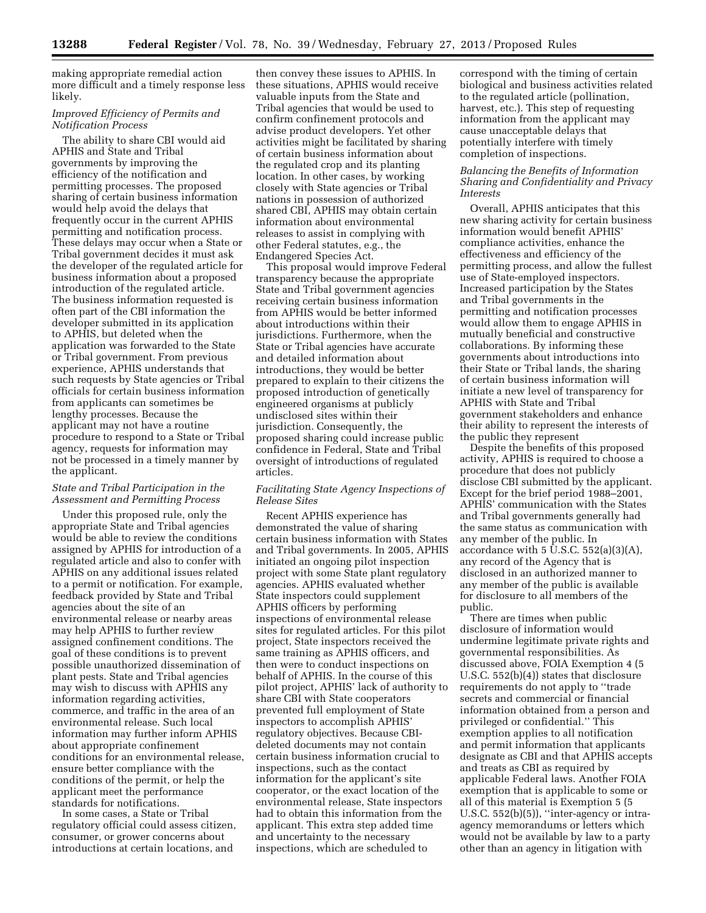making appropriate remedial action more difficult and a timely response less likely.

### *Improved Efficiency of Permits and Notification Process*

The ability to share CBI would aid APHIS and State and Tribal governments by improving the efficiency of the notification and permitting processes. The proposed sharing of certain business information would help avoid the delays that frequently occur in the current APHIS permitting and notification process. These delays may occur when a State or Tribal government decides it must ask the developer of the regulated article for business information about a proposed introduction of the regulated article. The business information requested is often part of the CBI information the developer submitted in its application to APHIS, but deleted when the application was forwarded to the State or Tribal government. From previous experience, APHIS understands that such requests by State agencies or Tribal officials for certain business information from applicants can sometimes be lengthy processes. Because the applicant may not have a routine procedure to respond to a State or Tribal agency, requests for information may not be processed in a timely manner by the applicant.

### *State and Tribal Participation in the Assessment and Permitting Process*

Under this proposed rule, only the appropriate State and Tribal agencies would be able to review the conditions assigned by APHIS for introduction of a regulated article and also to confer with APHIS on any additional issues related to a permit or notification. For example, feedback provided by State and Tribal agencies about the site of an environmental release or nearby areas may help APHIS to further review assigned confinement conditions. The goal of these conditions is to prevent possible unauthorized dissemination of plant pests. State and Tribal agencies may wish to discuss with APHIS any information regarding activities, commerce, and traffic in the area of an environmental release. Such local information may further inform APHIS about appropriate confinement conditions for an environmental release, ensure better compliance with the conditions of the permit, or help the applicant meet the performance standards for notifications.

In some cases, a State or Tribal regulatory official could assess citizen, consumer, or grower concerns about introductions at certain locations, and then convey these issues to APHIS. In these situations, APHIS would receive valuable inputs from the State and Tribal agencies that would be used to confirm confinement protocols and advise product developers. Yet other activities might be facilitated by sharing of certain business information about the regulated crop and its planting location. In other cases, by working closely with State agencies or Tribal nations in possession of authorized shared CBI, APHIS may obtain certain information about environmental releases to assist in complying with other Federal statutes, e.g., the Endangered Species Act.

This proposal would improve Federal transparency because the appropriate State and Tribal government agencies receiving certain business information from APHIS would be better informed about introductions within their jurisdictions. Furthermore, when the State or Tribal agencies have accurate and detailed information about introductions, they would be better prepared to explain to their citizens the proposed introduction of genetically engineered organisms at publicly undisclosed sites within their jurisdiction. Consequently, the proposed sharing could increase public confidence in Federal, State and Tribal oversight of introductions of regulated articles.

### *Facilitating State Agency Inspections of Release Sites*

Recent APHIS experience has demonstrated the value of sharing certain business information with States and Tribal governments. In 2005, APHIS initiated an ongoing pilot inspection project with some State plant regulatory agencies. APHIS evaluated whether State inspectors could supplement APHIS officers by performing inspections of environmental release sites for regulated articles. For this pilot project, State inspectors received the same training as APHIS officers, and then were to conduct inspections on behalf of APHIS. In the course of this pilot project, APHIS' lack of authority to share CBI with State cooperators prevented full employment of State inspectors to accomplish APHIS' regulatory objectives. Because CBI-deleted documents may not contain certain business information crucial to inspections, such as the contact information for the applicant's site cooperator, or the exact location of the environmental release, State inspectors had to obtain this information from the applicant. This extra step added time and uncertainty to the necessary inspections, which are scheduled to correspond with the timing of certain biological and business activities related to the regulated article (pollination, harvest, etc.). This step of requesting information from the applicant may cause unacceptable delays that potentially interfere with timely completion of inspections.

### *Balancing the Benefits of Information Sharing and Confidentiality and Privacy Interests*

Overall, APHIS anticipates that this new sharing activity for certain business information would benefit APHIS' compliance activities, enhance the effectiveness and efficiency of the permitting process, and allow the fullest use of State-employed inspectors. Increased participation by the States and Tribal governments in the permitting and notification processes would allow them to engage APHIS in mutually beneficial and constructive collaborations. By informing these governments about introductions into their State or Tribal lands, the sharing of certain business information will initiate a new level of transparency for APHIS with State and Tribal government stakeholders and enhance their ability to represent the interests of the public they represent

Despite the benefits of this proposed activity, APHIS is required to choose a procedure that does not publicly disclose CBI submitted by the applicant. Except for the brief period 1988–2001, APHIS' communication with the States and Tribal governments generally had the same status as communication with any member of the public. In accordance with 5 U.S.C. 552(a)(3)(A), any record of the Agency that is disclosed in an authorized manner to any member of the public is available for disclosure to all members of the public.

There are times when public disclosure of information would undermine legitimate private rights and governmental responsibilities. As discussed above, FOIA Exemption 4 (5 U.S.C. 552(b)(4)) states that disclosure requirements do not apply to ''trade secrets and commercial or financial information obtained from a person and privileged or confidential.'' This exemption applies to all notification and permit information that applicants designate as CBI and that APHIS accepts and treats as CBI as required by applicable Federal laws. Another FOIA exemption that is applicable to some or all of this material is Exemption 5 (5 U.S.C. 552(b)(5)), ''inter-agency or intra-agency memorandums or letters which would not be available by law to a party other than an agency in litigation with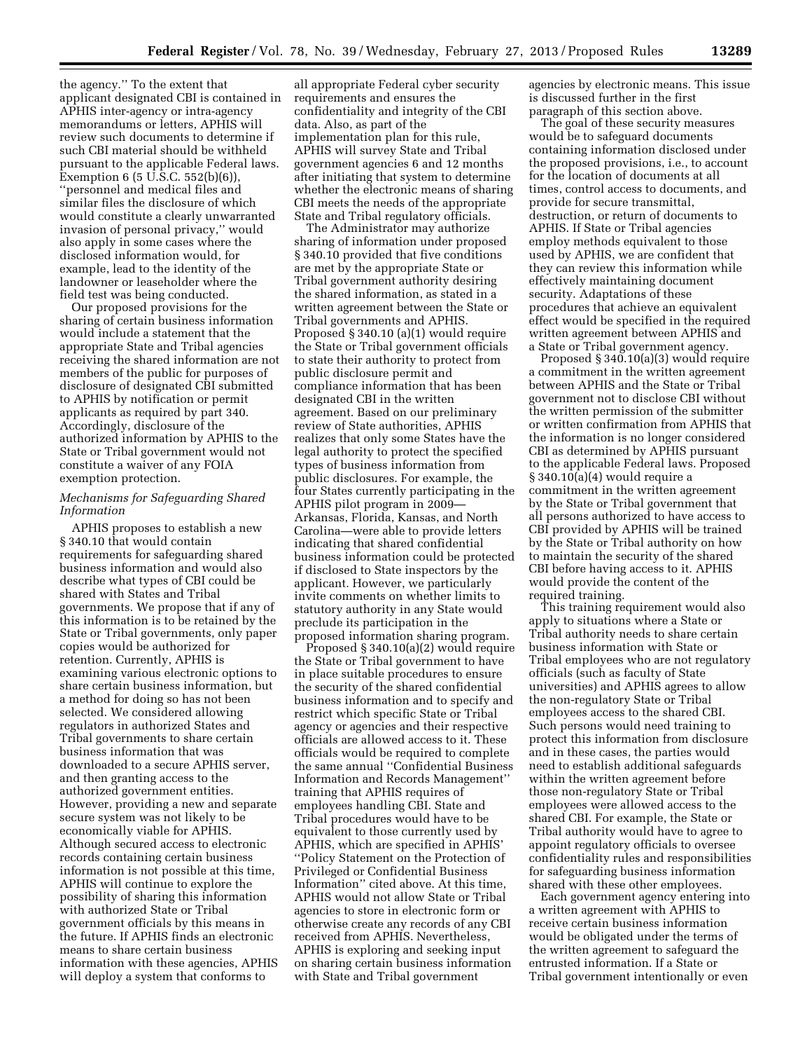the agency." To the extent that applicant designated CBI is contained in APHIS inter-agency or intra-agency memorandums or letters, APHIS will review such documents to determine if such CBI material should be withheld pursuant to the applicable Federal laws. Exemption 6 (5 U.S.C. 552(b)(6)), "personnel and medical files and similar files the disclosure of which would constitute a clearly unwarranted invasion of personal privacy," would also apply in some cases where the disclosed information would, for example, lead to the identity of the landowner or leaseholder where the field test was being conducted.

Our proposed provisions for the sharing of certain business information would include a statement that the appropriate State and Tribal agencies receiving the shared information are not members of the public for purposes of disclosure of designated CBI submitted to APHIS by notification or permit applicants as required by part 340. Accordingly, disclosure of the authorized information by APHIS to the State or Tribal government would not constitute a waiver of any FOIA exemption protection.

### *Mechanisms for Safeguarding Shared Information*

APHIS proposes to establish a new § 340.10 that would contain requirements for safeguarding shared business information and would also describe what types of CBI could be shared with States and Tribal governments. We propose that if any of this information is to be retained by the State or Tribal governments, only paper copies would be authorized for retention. Currently, APHIS is examining various electronic options to share certain business information, but a method for doing so has not been selected. We considered allowing regulators in authorized States and Tribal governments to share certain business information that was downloaded to a secure APHIS server, and then granting access to the authorized government entities. However, providing a new and separate secure system was not likely to be economically viable for APHIS. Although secured access to electronic records containing certain business information is not possible at this time, APHIS will continue to explore the possibility of sharing this information with authorized State or Tribal government officials by this means in the future. If APHIS finds an electronic means to share certain business information with these agencies, APHIS will deploy a system that conforms to all appropriate Federal cyber security requirements and ensures the confidentiality and integrity of the CBI data. Also, as part of the implementation plan for this rule, APHIS will survey State and Tribal government agencies 6 and 12 months after initiating that system to determine whether the electronic means of sharing CBI meets the needs of the appropriate State and Tribal regulatory officials.

The Administrator may authorize sharing of information under proposed § 340.10 provided that five conditions are met by the appropriate State or Tribal government authority desiring the shared information, as stated in a written agreement between the State or Tribal governments and APHIS. Proposed § 340.10 (a)(1) would require the State or Tribal government officials to state their authority to protect from public disclosure permit and compliance information that has been designated CBI in the written agreement. Based on our preliminary review of State authorities, APHIS realizes that only some States have the legal authority to protect the specified types of business information from public disclosures. For example, the four States currently participating in the APHIS pilot program in 2009—Arkansas, Florida, Kansas, and North Carolina—were able to provide letters indicating that shared confidential business information could be protected if disclosed to State inspectors by the applicant. However, we particularly invite comments on whether limits to statutory authority in any State would preclude its participation in the proposed information sharing program.

Proposed § 340.10(a)(2) would require the State or Tribal government to have in place suitable procedures to ensure the security of the shared confidential business information and to specify and restrict which specific State or Tribal agency or agencies and their respective officials are allowed access to it. These officials would be required to complete the same annual "Confidential Business Information and Records Management" training that APHIS requires of employees handling CBI. State and Tribal procedures would have to be equivalent to those currently used by APHIS, which are specified in APHIS' "Policy Statement on the Protection of Privileged or Confidential Business Information" cited above. At this time, APHIS would not allow State or Tribal agencies to store in electronic form or otherwise create any records of any CBI received from APHIS. Nevertheless, APHIS is exploring and seeking input on sharing certain business information with State and Tribal government agencies by electronic means. This issue is discussed further in the first paragraph of this section above.

The goal of these security measures would be to safeguard documents containing information disclosed under the proposed provisions, i.e., to account for the location of documents at all times, control access to documents, and provide for secure transmittal, destruction, or return of documents to APHIS. If State or Tribal agencies employ methods equivalent to those used by APHIS, we are confident that they can review this information while effectively maintaining document security. Adaptations of these procedures that achieve an equivalent effect would be specified in the required written agreement between APHIS and a State or Tribal government agency.

Proposed § 340.10(a)(3) would require a commitment in the written agreement between APHIS and the State or Tribal government not to disclose CBI without the written permission of the submitter or written confirmation from APHIS that the information is no longer considered CBI as determined by APHIS pursuant to the applicable Federal laws. Proposed § 340.10(a)(4) would require a commitment in the written agreement by the State or Tribal government that all persons authorized to have access to CBI provided by APHIS will be trained by the State or Tribal authority on how to maintain the security of the shared CBI before having access to it. APHIS would provide the content of the required training.

This training requirement would also apply to situations where a State or Tribal authority needs to share certain business information with State or Tribal employees who are not regulatory officials (such as faculty of State universities) and APHIS agrees to allow the non-regulatory State or Tribal employees access to the shared CBI. Such persons would need training to protect this information from disclosure and in these cases, the parties would need to establish additional safeguards within the written agreement before those non-regulatory State or Tribal employees were allowed access to the shared CBI. For example, the State or Tribal authority would have to agree to appoint regulatory officials to oversee confidentiality rules and responsibilities for safeguarding business information shared with these other employees.

Each government agency entering into a written agreement with APHIS to receive certain business information would be obligated under the terms of the written agreement to safeguard the entrusted information. If a State or Tribal government intentionally or even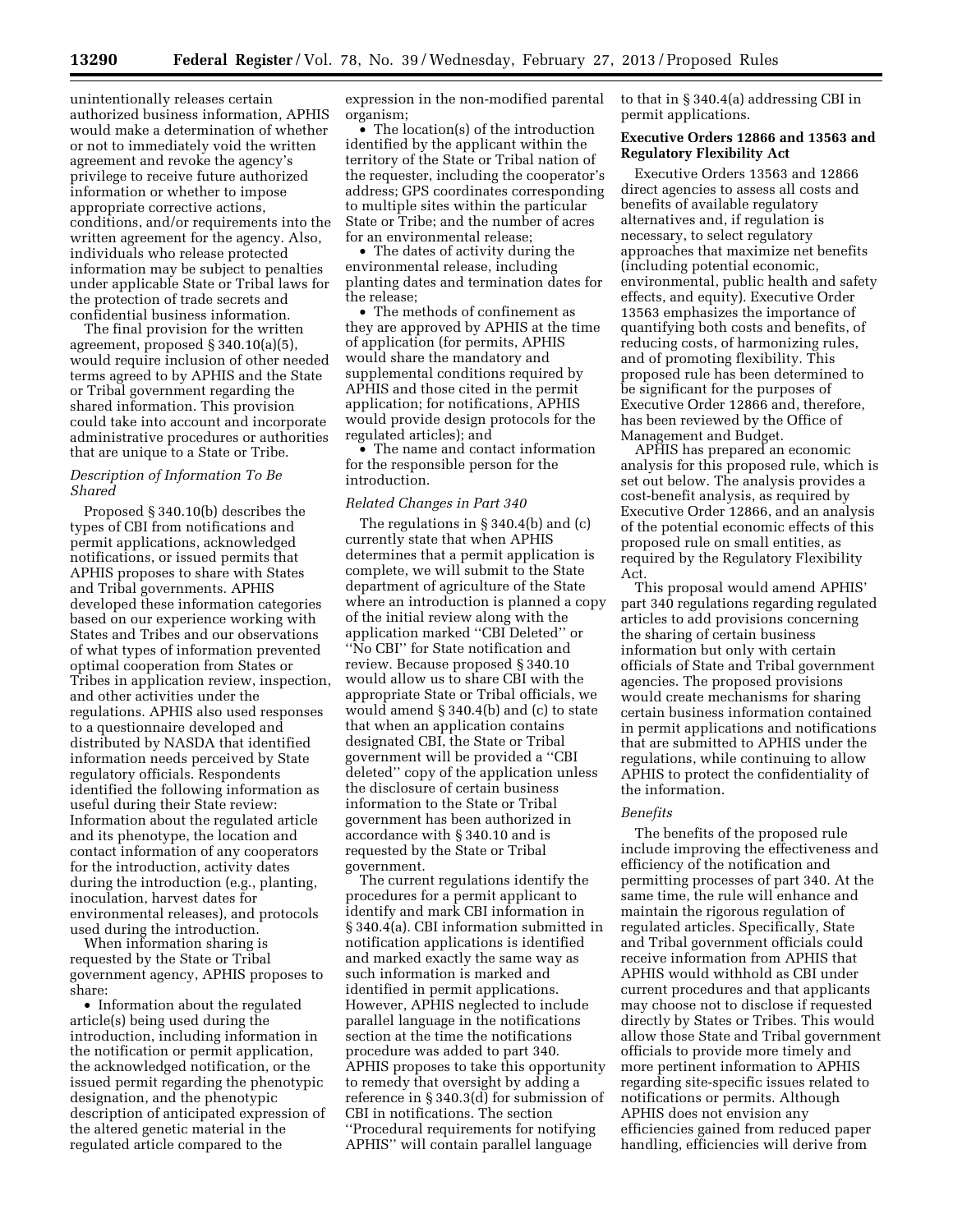unintentionally releases certain authorized business information, APHIS would make a determination of whether or not to immediately void the written agreement and revoke the agency's privilege to receive future authorized information or whether to impose appropriate corrective actions, conditions, and/or requirements into the written agreement for the agency. Also, individuals who release protected information may be subject to penalties under applicable State or Tribal laws for the protection of trade secrets and confidential business information.

The final provision for the written agreement, proposed § 340.10(a)(5), would require inclusion of other needed terms agreed to by APHIS and the State or Tribal government regarding the shared information. This provision could take into account and incorporate administrative procedures or authorities that are unique to a State or Tribe.

### *Description of Information To Be Shared*

Proposed § 340.10(b) describes the types of CBI from notifications and permit applications, acknowledged notifications, or issued permits that APHIS proposes to share with States and Tribal governments. APHIS developed these information categories based on our experience working with States and Tribes and our observations of what types of information prevented optimal cooperation from States or Tribes in application review, inspection, and other activities under the regulations. APHIS also used responses to a questionnaire developed and distributed by NASDA that identified information needs perceived by State regulatory officials. Respondents identified the following information as useful during their State review: Information about the regulated article and its phenotype, the location and contact information of any cooperators for the introduction, activity dates during the introduction (e.g., planting, inoculation, harvest dates for environmental releases), and protocols used during the introduction.

When information sharing is requested by the State or Tribal government agency, APHIS proposes to share:

- Information about the regulated article(s) being used during the introduction, including information in the notification or permit application, the acknowledged notification, or the issued permit regarding the phenotypic designation, and the phenotypic description of anticipated expression of the altered genetic material in the regulated article compared to the expression in the non-modified parental organism;
- The location(s) of the introduction identified by the applicant within the territory of the State or Tribal nation of the requester, including the cooperator's address; GPS coordinates corresponding to multiple sites within the particular State or Tribe; and the number of acres for an environmental release;
- The dates of activity during the environmental release, including planting dates and termination dates for the release;
- The methods of confinement as they are approved by APHIS at the time of application (for permits, APHIS would share the mandatory and supplemental conditions required by APHIS and those cited in the permit application; for notifications, APHIS would provide design protocols for the regulated articles); and
- The name and contact information for the responsible person for the introduction.

### *Related Changes in Part 340*

The regulations in § 340.4(b) and (c) currently state that when APHIS determines that a permit application is complete, we will submit to the State department of agriculture of the State where an introduction is planned a copy of the initial review along with the application marked ''CBI Deleted'' or ''No CBI'' for State notification and review. Because proposed § 340.10 would allow us to share CBI with the appropriate State or Tribal officials, we would amend § 340.4(b) and (c) to state that when an application contains designated CBI, the State or Tribal government will be provided a ''CBI deleted'' copy of the application unless the disclosure of certain business information to the State or Tribal government has been authorized in accordance with § 340.10 and is requested by the State or Tribal government.

The current regulations identify the procedures for a permit applicant to identify and mark CBI information in § 340.4(a). CBI information submitted in notification applications is identified and marked exactly the same way as such information is marked and identified in permit applications. However, APHIS neglected to include parallel language in the notifications section at the time the notifications procedure was added to part 340. APHIS proposes to take this opportunity to remedy that oversight by adding a reference in § 340.3(d) for submission of CBI in notifications. The section ''Procedural requirements for notifying APHIS'' will contain parallel language to that in § 340.4(a) addressing CBI in permit applications.

## Executive Orders 12866 and 13563 and Regulatory Flexibility Act

Executive Orders 13563 and 12866 direct agencies to assess all costs and benefits of available regulatory alternatives and, if regulation is necessary, to select regulatory approaches that maximize net benefits (including potential economic, environmental, public health and safety effects, and equity). Executive Order 13563 emphasizes the importance of quantifying both costs and benefits, of reducing costs, of harmonizing rules, and of promoting flexibility. This proposed rule has been determined to be significant for the purposes of Executive Order 12866 and, therefore, has been reviewed by the Office of Management and Budget.

APHIS has prepared an economic analysis for this proposed rule, which is set out below. The analysis provides a cost-benefit analysis, as required by Executive Order 12866, and an analysis of the potential economic effects of this proposed rule on small entities, as required by the Regulatory Flexibility Act.

This proposal would amend APHIS' part 340 regulations regarding regulated articles to add provisions concerning the sharing of certain business information but only with certain officials of State and Tribal government agencies. The proposed provisions would create mechanisms for sharing certain business information contained in permit applications and notifications that are submitted to APHIS under the regulations, while continuing to allow APHIS to protect the confidentiality of the information.

### *Benefits*

The benefits of the proposed rule include improving the effectiveness and efficiency of the notification and permitting processes of part 340. At the same time, the rule will enhance and maintain the rigorous regulation of regulated articles. Specifically, State and Tribal government officials could receive information from APHIS that APHIS would withhold as CBI under current procedures and that applicants may choose not to disclose if requested directly by States or Tribes. This would allow those State and Tribal government officials to provide more timely and more pertinent information to APHIS regarding site-specific issues related to notifications or permits. Although APHIS does not envision any efficiencies gained from reduced paper handling, efficiencies will derive from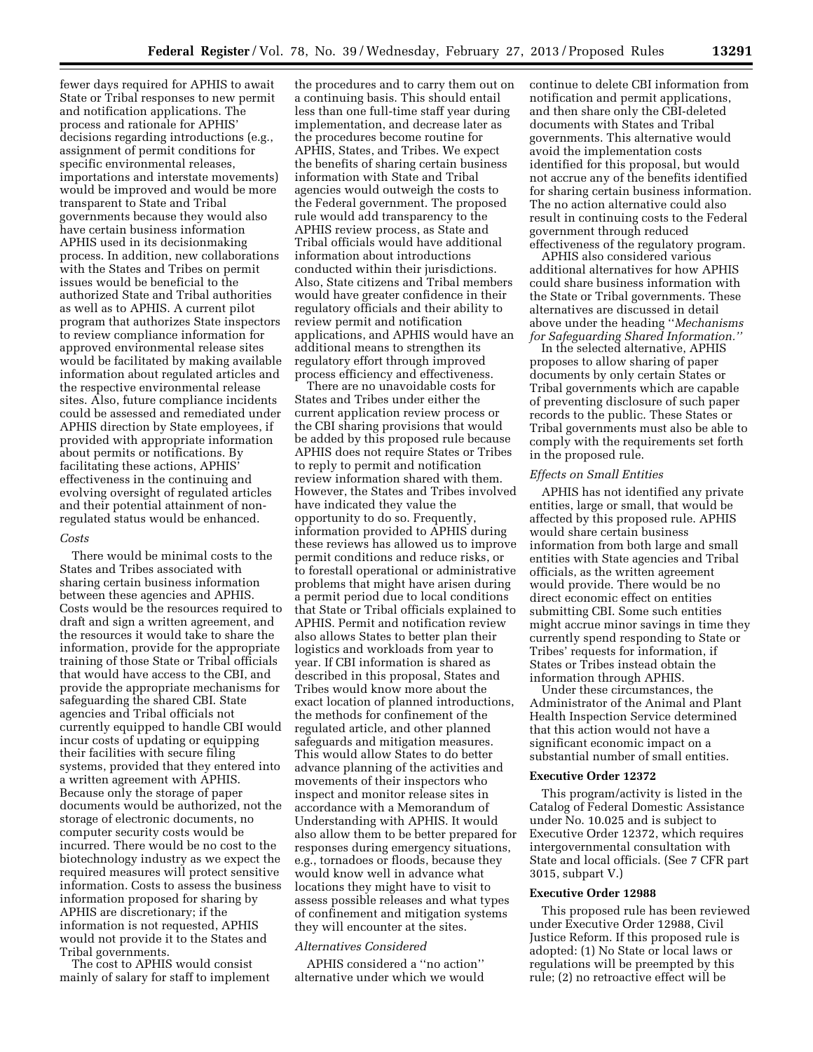fewer days required for APHIS to await State or Tribal responses to new permit and notification applications. The process and rationale for APHIS' decisions regarding introductions (e.g., assignment of permit conditions for specific environmental releases, importations and interstate movements) would be improved and would be more transparent to State and Tribal governments because they would also have certain business information APHIS used in its decisionmaking process. In addition, new collaborations with the States and Tribes on permit issues would be beneficial to the authorized State and Tribal authorities as well as to APHIS. A current pilot program that authorizes State inspectors to review compliance information for approved environmental release sites would be facilitated by making available information about regulated articles and the respective environmental release sites. Also, future compliance incidents could be assessed and remediated under APHIS direction by State employees, if provided with appropriate information about permits or notifications. By facilitating these actions, APHIS' effectiveness in the continuing and evolving oversight of regulated articles and their potential attainment of non-regulated status would be enhanced.

*Costs*

There would be minimal costs to the States and Tribes associated with sharing certain business information between these agencies and APHIS. Costs would be the resources required to draft and sign a written agreement, and the resources it would take to share the information, provide for the appropriate training of those State or Tribal officials that would have access to the CBI, and provide the appropriate mechanisms for safeguarding the shared CBI. State agencies and Tribal officials not currently equipped to handle CBI would incur costs of updating or equipping their facilities with secure filing systems, provided that they entered into a written agreement with APHIS. Because only the storage of paper documents would be authorized, not the storage of electronic documents, no computer security costs would be incurred. There would be no cost to the biotechnology industry as we expect the required measures will protect sensitive information. Costs to assess the business information proposed for sharing by APHIS are discretionary; if the information is not requested, APHIS would not provide it to the States and Tribal governments.

The cost to APHIS would consist mainly of salary for staff to implement the procedures and to carry them out on a continuing basis. This should entail less than one full-time staff year during implementation, and decrease later as the procedures become routine for APHIS, States, and Tribes. We expect the benefits of sharing certain business information with State and Tribal agencies would outweigh the costs to the Federal government. The proposed rule would add transparency to the APHIS review process, as State and Tribal officials would have additional information about introductions conducted within their jurisdictions. Also, State citizens and Tribal members would have greater confidence in their regulatory officials and their ability to review permit and notification applications, and APHIS would have an additional means to strengthen its regulatory effort through improved process efficiency and effectiveness.

There are no unavoidable costs for States and Tribes under either the current application review process or the CBI sharing provisions that would be added by this proposed rule because APHIS does not require States or Tribes to reply to permit and notification review information shared with them. However, the States and Tribes involved have indicated they value the opportunity to do so. Frequently, information provided to APHIS during these reviews has allowed us to improve permit conditions and reduce risks, or to forestall operational or administrative problems that might have arisen during a permit period due to local conditions that State or Tribal officials explained to APHIS. Permit and notification review also allows States to better plan their logistics and workloads from year to year. If CBI information is shared as described in this proposal, States and Tribes would know more about the exact location of planned introductions, the methods for confinement of the regulated article, and other planned safeguards and mitigation measures. This would allow States to do better advance planning of the activities and movements of their inspectors who inspect and monitor release sites in accordance with a Memorandum of Understanding with APHIS. It would also allow them to be better prepared for responses during emergency situations, e.g., tornadoes or floods, because they would know well in advance what locations they might have to visit to assess possible releases and what types of confinement and mitigation systems they will encounter at the sites.

*Alternatives Considered*

APHIS considered a ''no action'' alternative under which we would continue to delete CBI information from notification and permit applications, and then share only the CBI-deleted documents with States and Tribal governments. This alternative would avoid the implementation costs identified for this proposal, but would not accrue any of the benefits identified for sharing certain business information. The no action alternative could also result in continuing costs to the Federal government through reduced effectiveness of the regulatory program.

APHIS also considered various additional alternatives for how APHIS could share business information with the State or Tribal governments. These alternatives are discussed in detail above under the heading ''*Mechanisms for Safeguarding Shared Information.*''

In the selected alternative, APHIS proposes to allow sharing of paper documents by only certain States or Tribal governments which are capable of preventing disclosure of such paper records to the public. These States or Tribal governments must also be able to comply with the requirements set forth in the proposed rule.

*Effects on Small Entities*

APHIS has not identified any private entities, large or small, that would be affected by this proposed rule. APHIS would share certain business information from both large and small entities with State agencies and Tribal officials, as the written agreement would provide. There would be no direct economic effect on entities submitting CBI. Some such entities might accrue minor savings in time they currently spend responding to State or Tribes' requests for information, if States or Tribes instead obtain the information through APHIS.

Under these circumstances, the Administrator of the Animal and Plant Health Inspection Service determined that this action would not have a significant economic impact on a substantial number of small entities.

**Executive Order 12372**

This program/activity is listed in the Catalog of Federal Domestic Assistance under No. 10.025 and is subject to Executive Order 12372, which requires intergovernmental consultation with State and local officials. (See 7 CFR part 3015, subpart V.)

**Executive Order 12988**

This proposed rule has been reviewed under Executive Order 12988, Civil Justice Reform. If this proposed rule is adopted: (1) No State or local laws or regulations will be preempted by this rule; (2) no retroactive effect will be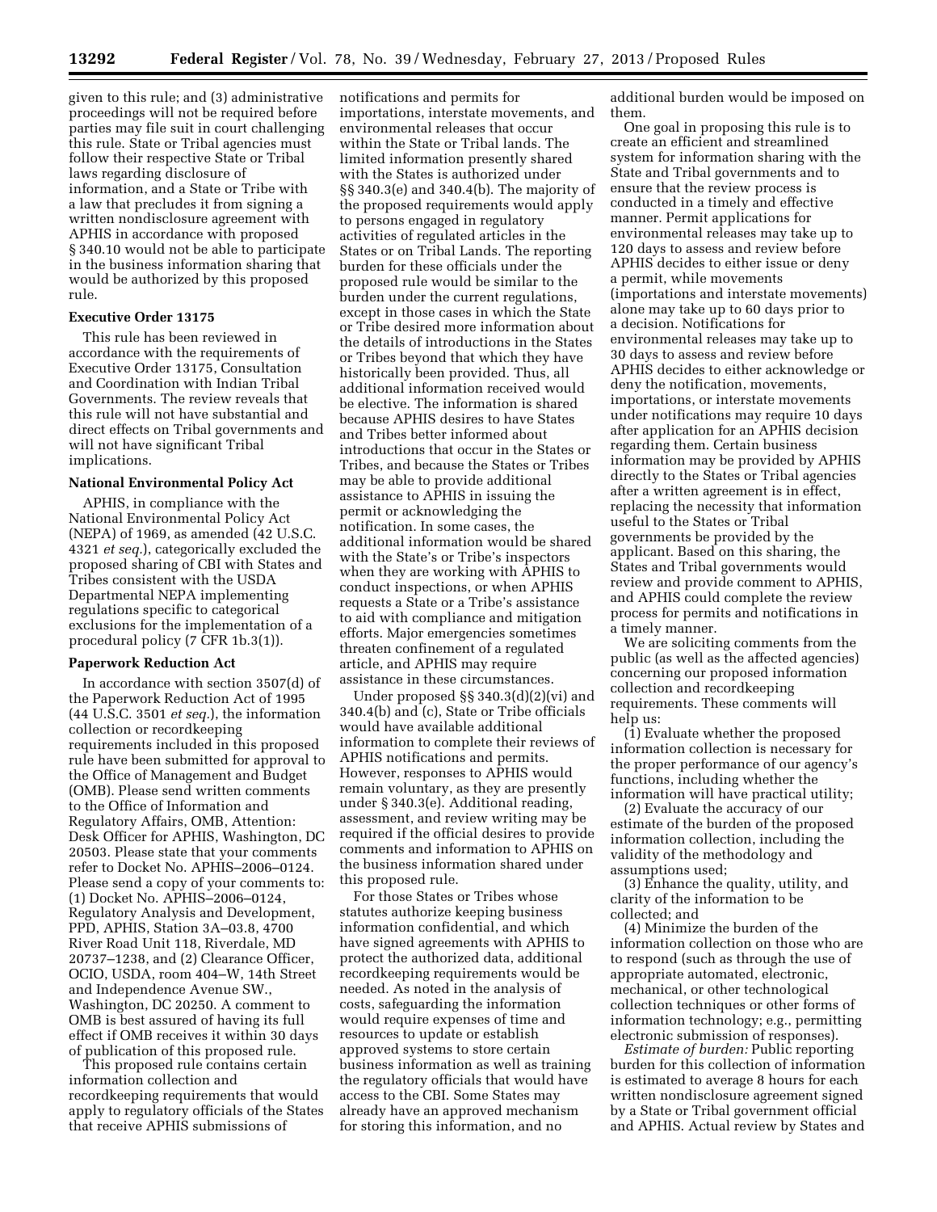given to this rule; and (3) administrative proceedings will not be required before parties may file suit in court challenging this rule. State or Tribal agencies must follow their respective State or Tribal laws regarding disclosure of information, and a State or Tribe with a law that precludes it from signing a written nondisclosure agreement with APHIS in accordance with proposed § 340.10 would not be able to participate in the business information sharing that would be authorized by this proposed rule.

**Executive Order 13175**

This rule has been reviewed in accordance with the requirements of Executive Order 13175, Consultation and Coordination with Indian Tribal Governments. The review reveals that this rule will not have substantial and direct effects on Tribal governments and will not have significant Tribal implications.

**National Environmental Policy Act**

APHIS, in compliance with the National Environmental Policy Act (NEPA) of 1969, as amended (42 U.S.C. 4321 *et seq.*), categorically excluded the proposed sharing of CBI with States and Tribes consistent with the USDA Departmental NEPA implementing regulations specific to categorical exclusions for the implementation of a procedural policy (7 CFR 1b.3(1)).

**Paperwork Reduction Act**

In accordance with section 3507(d) of the Paperwork Reduction Act of 1995 (44 U.S.C. 3501 *et seq.*), the information collection or recordkeeping requirements included in this proposed rule have been submitted for approval to the Office of Management and Budget (OMB). Please send written comments to the Office of Information and Regulatory Affairs, OMB, Attention: Desk Officer for APHIS, Washington, DC 20503. Please state that your comments refer to Docket No. APHIS–2006–0124. Please send a copy of your comments to: (1) Docket No. APHIS–2006–0124, Regulatory Analysis and Development, PPD, APHIS, Station 3A–03.8, 4700 River Road Unit 118, Riverdale, MD 20737–1238, and (2) Clearance Officer, OCIO, USDA, room 404–W, 14th Street and Independence Avenue SW., Washington, DC 20250. A comment to OMB is best assured of having its full effect if OMB receives it within 30 days of publication of this proposed rule.

This proposed rule contains certain information collection and recordkeeping requirements that would apply to regulatory officials of the States that receive APHIS submissions of notifications and permits for importations, interstate movements, and environmental releases that occur within the State or Tribal lands. The limited information presently shared with the States is authorized under §§ 340.3(e) and 340.4(b). The majority of the proposed requirements would apply to persons engaged in regulatory activities of regulated articles in the States or on Tribal Lands. The reporting burden for these officials under the proposed rule would be similar to the burden under the current regulations, except in those cases in which the State or Tribe desired more information about the details of introductions in the States or Tribes beyond that which they have historically been provided. Thus, all additional information received would be elective. The information is shared because APHIS desires to have States and Tribes better informed about introductions that occur in the States or Tribes, and because the States or Tribes may be able to provide additional assistance to APHIS in issuing the permit or acknowledging the notification. In some cases, the additional information would be shared with the State's or Tribe's inspectors when they are working with APHIS to conduct inspections, or when APHIS requests a State or a Tribe's assistance to aid with compliance and mitigation efforts. Major emergencies sometimes threaten confinement of a regulated article, and APHIS may require assistance in these circumstances.

Under proposed §§ 340.3(d)(2)(vi) and 340.4(b) and (c), State or Tribe officials would have available additional information to complete their reviews of APHIS notifications and permits. However, responses to APHIS would remain voluntary, as they are presently under § 340.3(e). Additional reading, assessment, and review writing may be required if the official desires to provide comments and information to APHIS on the business information shared under this proposed rule.

For those States or Tribes whose statutes authorize keeping business information confidential, and which have signed agreements with APHIS to protect the authorized data, additional recordkeeping requirements would be needed. As noted in the analysis of costs, safeguarding the information would require expenses of time and resources to update or establish approved systems to store certain business information as well as training the regulatory officials that would have access to the CBI. Some States may already have an approved mechanism for storing this information, and no additional burden would be imposed on them.

One goal in proposing this rule is to create an efficient and streamlined system for information sharing with the State and Tribal governments and to ensure that the review process is conducted in a timely and effective manner. Permit applications for environmental releases may take up to 120 days to assess and review before APHIS decides to either issue or deny a permit, while movements (importations and interstate movements) alone may take up to 60 days prior to a decision. Notifications for environmental releases may take up to 30 days to assess and review before APHIS decides to either acknowledge or deny the notification, movements, importations, or interstate movements under notifications may require 10 days after application for an APHIS decision regarding them. Certain business information may be provided by APHIS directly to the States or Tribal agencies after a written agreement is in effect, replacing the necessity that information useful to the States or Tribal governments be provided by the applicant. Based on this sharing, the States and Tribal governments would review and provide comment to APHIS, and APHIS could complete the review process for permits and notifications in a timely manner.

We are soliciting comments from the public (as well as the affected agencies) concerning our proposed information collection and recordkeeping requirements. These comments will help us:

(1) Evaluate whether the proposed information collection is necessary for the proper performance of our agency's functions, including whether the information will have practical utility;

(2) Evaluate the accuracy of our estimate of the burden of the proposed information collection, including the validity of the methodology and assumptions used;

(3) Enhance the quality, utility, and clarity of the information to be collected; and

(4) Minimize the burden of the information collection on those who are to respond (such as through the use of appropriate automated, electronic, mechanical, or other technological collection techniques or other forms of information technology; e.g., permitting electronic submission of responses).

*Estimate of burden:* Public reporting burden for this collection of information is estimated to average 8 hours for each written nondisclosure agreement signed by a State or Tribal government official and APHIS. Actual review by States and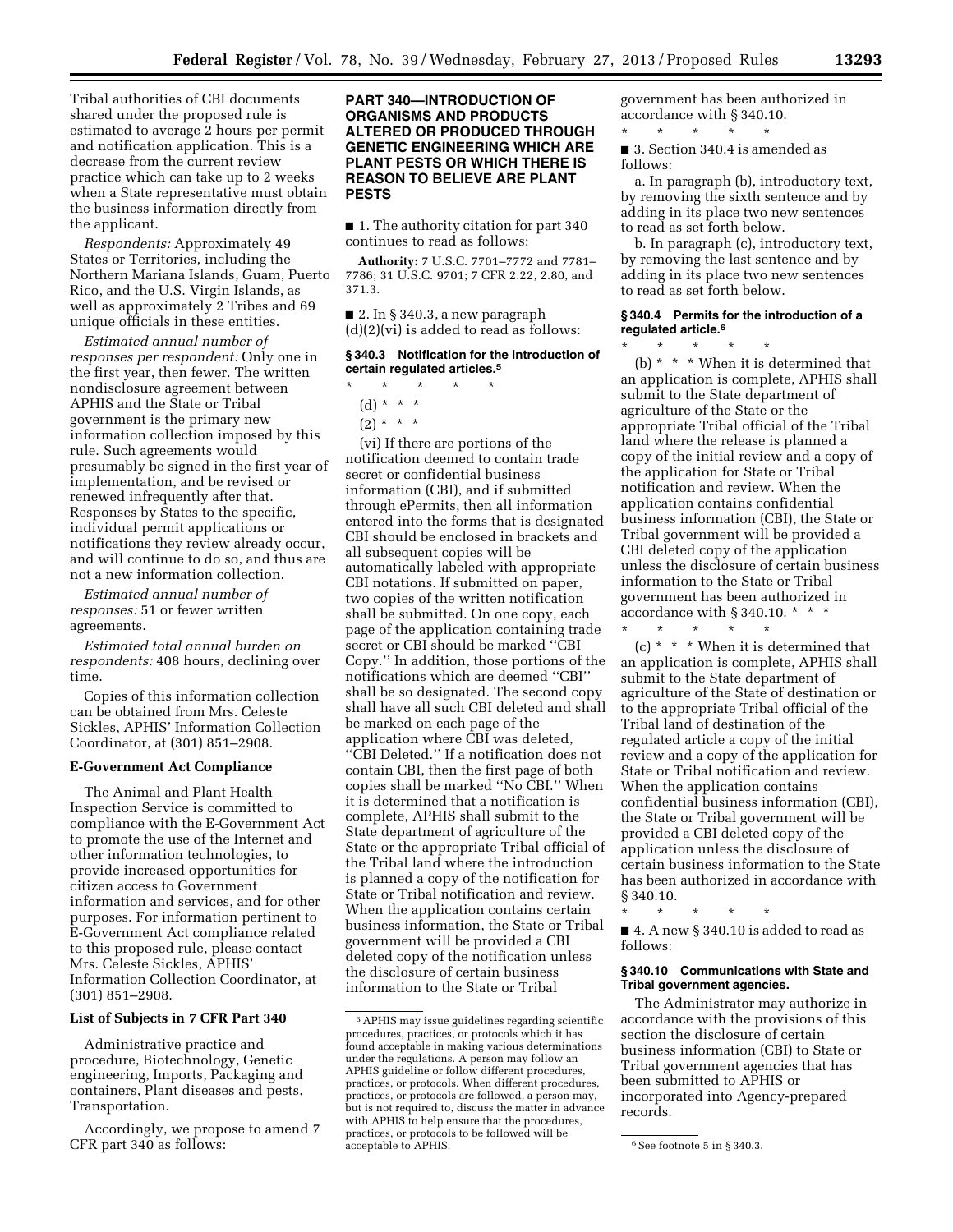Tribal authorities of CBI documents shared under the proposed rule is estimated to average 2 hours per permit and notification application. This is a decrease from the current review practice which can take up to 2 weeks when a State representative must obtain the business information directly from the applicant.

*Respondents:* Approximately 49 States or Territories, including the Northern Mariana Islands, Guam, Puerto Rico, and the U.S. Virgin Islands, as well as approximately 2 Tribes and 69 unique officials in these entities.

*Estimated annual number of responses per respondent:* Only one in the first year, then fewer. The written nondisclosure agreement between APHIS and the State or Tribal government is the primary new information collection imposed by this rule. Such agreements would presumably be signed in the first year of implementation, and be revised or renewed infrequently after that. Responses by States to the specific, individual permit applications or notifications they review already occur, and will continue to do so, and thus are not a new information collection.

*Estimated annual number of responses:* 51 or fewer written agreements.

*Estimated total annual burden on respondents:* 408 hours, declining over time.

Copies of this information collection can be obtained from Mrs. Celeste Sickles, APHIS' Information Collection Coordinator, at (301) 851–2908.

## E-Government Act Compliance

The Animal and Plant Health Inspection Service is committed to compliance with the E-Government Act to promote the use of the Internet and other information technologies, to provide increased opportunities for citizen access to Government information and services, and for other purposes. For information pertinent to E-Government Act compliance related to this proposed rule, please contact Mrs. Celeste Sickles, APHIS' Information Collection Coordinator, at (301) 851–2908.

## List of Subjects in 7 CFR Part 340

Administrative practice and procedure, Biotechnology, Genetic engineering, Imports, Packaging and containers, Plant diseases and pests, Transportation.

Accordingly, we propose to amend 7 CFR part 340 as follows:

## PART 340—INTRODUCTION OF ORGANISMS AND PRODUCTS ALTERED OR PRODUCED THROUGH GENETIC ENGINEERING WHICH ARE PLANT PESTS OR WHICH THERE IS REASON TO BELIEVE ARE PLANT PESTS

■ 1. The authority citation for part 340 continues to read as follows:

**Authority:** 7 U.S.C. 7701–7772 and 7781–7786; 31 U.S.C. 9701; 7 CFR 2.22, 2.80, and 371.3.

■ 2. In § 340.3, a new paragraph (d)(2)(vi) is added to read as follows:

### § 340.3 Notification for the introduction of certain regulated articles.[5]

\* \* \* \* \*

(d) \* \* \*

(2) \* \* \*

(vi) If there are portions of the notification deemed to contain trade secret or confidential business information (CBI), and if submitted through ePermits, then all information entered into the forms that is designated CBI should be enclosed in brackets and all subsequent copies will be automatically labeled with appropriate CBI notations. If submitted on paper, two copies of the written notification shall be submitted. On one copy, each page of the application containing trade secret or CBI should be marked ''CBI Copy.'' In addition, those portions of the notifications which are deemed ''CBI'' shall be so designated. The second copy shall have all such CBI deleted and shall be marked on each page of the application where CBI was deleted, ''CBI Deleted.'' If a notification does not contain CBI, then the first page of both copies shall be marked ''No CBI.'' When it is determined that a notification is complete, APHIS shall submit to the State department of agriculture of the State or the appropriate Tribal official of the Tribal land where the introduction is planned a copy of the notification for State or Tribal notification and review. When the application contains certain business information, the State or Tribal government will be provided a CBI deleted copy of the notification unless the disclosure of certain business information to the State or Tribal government has been authorized in accordance with § 340.10.

\* \* \* \* \*

■ 3. Section 340.4 is amended as follows:

a. In paragraph (b), introductory text, by removing the sixth sentence and by adding in its place two new sentences to read as set forth below.

b. In paragraph (c), introductory text, by removing the last sentence and by adding in its place two new sentences to read as set forth below.

### § 340.4 Permits for the introduction of a regulated article.[6]

\* \* \* \* \*

(b) \* \* \* When it is determined that an application is complete, APHIS shall submit to the State department of agriculture of the State or the appropriate Tribal official of the Tribal land where the release is planned a copy of the initial review and a copy of the application for State or Tribal notification and review. When the application contains confidential business information (CBI), the State or Tribal government will be provided a CBI deleted copy of the application unless the disclosure of certain business information to the State or Tribal government has been authorized in accordance with § 340.10. \* \* \*

\* \* \* \* \*

(c) \* \* \* When it is determined that an application is complete, APHIS shall submit to the State department of agriculture of the State of destination or to the appropriate Tribal official of the Tribal land of destination of the regulated article a copy of the initial review and a copy of the application for State or Tribal notification and review. When the application contains confidential business information (CBI), the State or Tribal government will be provided a CBI deleted copy of the application unless the disclosure of certain business information to the State has been authorized in accordance with § 340.10.

\* \* \* \* \*

■ 4. A new § 340.10 is added to read as follows:

### § 340.10 Communications with State and Tribal government agencies.

The Administrator may authorize in accordance with the provisions of this section the disclosure of certain business information (CBI) to State or Tribal government agencies that has been submitted to APHIS or incorporated into Agency-prepared records.

---

[5] APHIS may issue guidelines regarding scientific procedures, practices, or protocols which it has found acceptable in making various determinations under the regulations. A person may follow an APHIS guideline or follow different procedures, practices, or protocols. When different procedures, practices, or protocols are followed, a person may, but is not required to, discuss the matter in advance with APHIS to help ensure that the procedures, practices, or protocols to be followed will be acceptable to APHIS.

[6] See footnote 5 in § 340.3.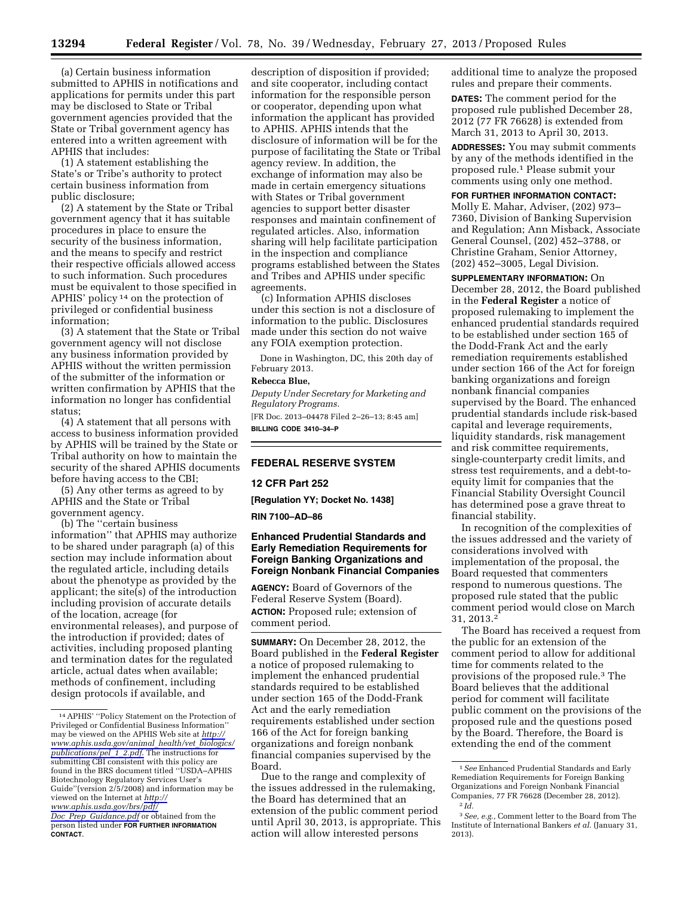(a) Certain business information submitted to APHIS in notifications and applications for permits under this part may be disclosed to State or Tribal government agencies provided that the State or Tribal government agency has entered into a written agreement with APHIS that includes:

(1) A statement establishing the State's or Tribe's authority to protect certain business information from public disclosure;

(2) A statement by the State or Tribal government agency that it has suitable procedures in place to ensure the security of the business information, and the means to specify and restrict their respective officials allowed access to such information. Such procedures must be equivalent to those specified in APHIS' policy [14] on the protection of privileged or confidential business information;

(3) A statement that the State or Tribal government agency will not disclose any business information provided by APHIS without the written permission of the submitter of the information or written confirmation by APHIS that the information no longer has confidential status;

(4) A statement that all persons with access to business information provided by APHIS will be trained by the State or Tribal authority on how to maintain the security of the shared APHIS documents before having access to the CBI;

(5) Any other terms as agreed to by APHIS and the State or Tribal government agency.

(b) The ''certain business information'' that APHIS may authorize to be shared under paragraph (a) of this section may include information about the regulated article, including details about the phenotype as provided by the applicant; the site(s) of the introduction including provision of accurate details of the location, acreage (for environmental releases), and purpose of the introduction if provided; dates of activities, including proposed planting and termination dates for the regulated article, actual dates when available; methods of confinement, including design protocols if available, and description of disposition if provided; and site cooperator, including contact information for the responsible person or cooperator, depending upon what information the applicant has provided to APHIS. APHIS intends that the disclosure of information will be for the purpose of facilitating the State or Tribal agency review. In addition, the exchange of information may also be made in certain emergency situations with States or Tribal government agencies to support better disaster responses and maintain confinement of regulated articles. Also, information sharing will help facilitate participation in the inspection and compliance programs established between the States and Tribes and APHIS under specific agreements.

(c) Information APHIS discloses under this section is not a disclosure of information to the public. Disclosures made under this section do not waive any FOIA exemption protection.

Done in Washington, DC, this 20th day of February 2013.

**Rebecca Blue,**

*Deputy Under Secretary for Marketing and Regulatory Programs.*

[FR Doc. 2013–04478 Filed 2–26–13; 8:45 am]

**BILLING CODE 3410–34–P**

---

[14] APHIS' ''Policy Statement on the Protection of Privileged or Confidential Business Information'' may be viewed on the APHIS Web site at http://www.aphis.usda.gov/animal_health/vet_biologics/publications/pel_1_2.pdf. The instructions for submitting CBI consistent with this policy are found in the BRS document titled ''USDA–APHIS Biotechnology Regulatory Services User's Guide''(version 2/5/2008) and information may be viewed on the Internet at http://www.aphis.usda.gov/brs/pdf/Doc_Prep_Guidance.pdf or obtained from the person listed under **FOR FURTHER INFORMATION CONTACT**.

---

## FEDERAL RESERVE SYSTEM

### 12 CFR Part 252

**[Regulation YY; Docket No. 1438]**

**RIN 7100–AD–86**

### Enhanced Prudential Standards and Early Remediation Requirements for Foreign Banking Organizations and Foreign Nonbank Financial Companies

**AGENCY:** Board of Governors of the Federal Reserve System (Board).

**ACTION:** Proposed rule; extension of comment period.

**SUMMARY:** On December 28, 2012, the Board published in the **Federal Register** a notice of proposed rulemaking to implement the enhanced prudential standards required to be established under section 165 of the Dodd-Frank Act and the early remediation requirements established under section 166 of the Act for foreign banking organizations and foreign nonbank financial companies supervised by the Board.

Due to the range and complexity of the issues addressed in the rulemaking, the Board has determined that an extension of the public comment period until April 30, 2013, is appropriate. This action will allow interested persons additional time to analyze the proposed rules and prepare their comments.

**DATES:** The comment period for the proposed rule published December 28, 2012 (77 FR 76628) is extended from March 31, 2013 to April 30, 2013.

**ADDRESSES:** You may submit comments by any of the methods identified in the proposed rule.[1] Please submit your comments using only one method.

**FOR FURTHER INFORMATION CONTACT:** Molly E. Mahar, Adviser, (202) 973–7360, Division of Banking Supervision and Regulation; Ann Misback, Associate General Counsel, (202) 452–3788, or Christine Graham, Senior Attorney, (202) 452–3005, Legal Division.

**SUPPLEMENTARY INFORMATION:** On December 28, 2012, the Board published in the **Federal Register** a notice of proposed rulemaking to implement the enhanced prudential standards required to be established under section 165 of the Dodd-Frank Act and the early remediation requirements established under section 166 of the Act for foreign banking organizations and foreign nonbank financial companies supervised by the Board. The enhanced prudential standards include risk-based capital and leverage requirements, liquidity standards, risk management and risk committee requirements, single-counterparty credit limits, and stress test requirements, and a debt-to-equity limit for companies that the Financial Stability Oversight Council has determined pose a grave threat to financial stability.

In recognition of the complexities of the issues addressed and the variety of considerations involved with implementation of the proposal, the Board requested that commenters respond to numerous questions. The proposed rule stated that the public comment period would close on March 31, 2013.[2]

The Board has received a request from the public for an extension of the comment period to allow for additional time for comments related to the provisions of the proposed rule.[3] The Board believes that the additional period for comment will facilitate public comment on the provisions of the proposed rule and the questions posed by the Board. Therefore, the Board is extending the end of the comment

---

[1] *See* Enhanced Prudential Standards and Early Remediation Requirements for Foreign Banking Organizations and Foreign Nonbank Financial Companies, 77 FR 76628 (December 28, 2012).

[2] *Id.*

[3] *See, e.g.,* Comment letter to the Board from The Institute of International Bankers *et al.* (January 31, 2013).